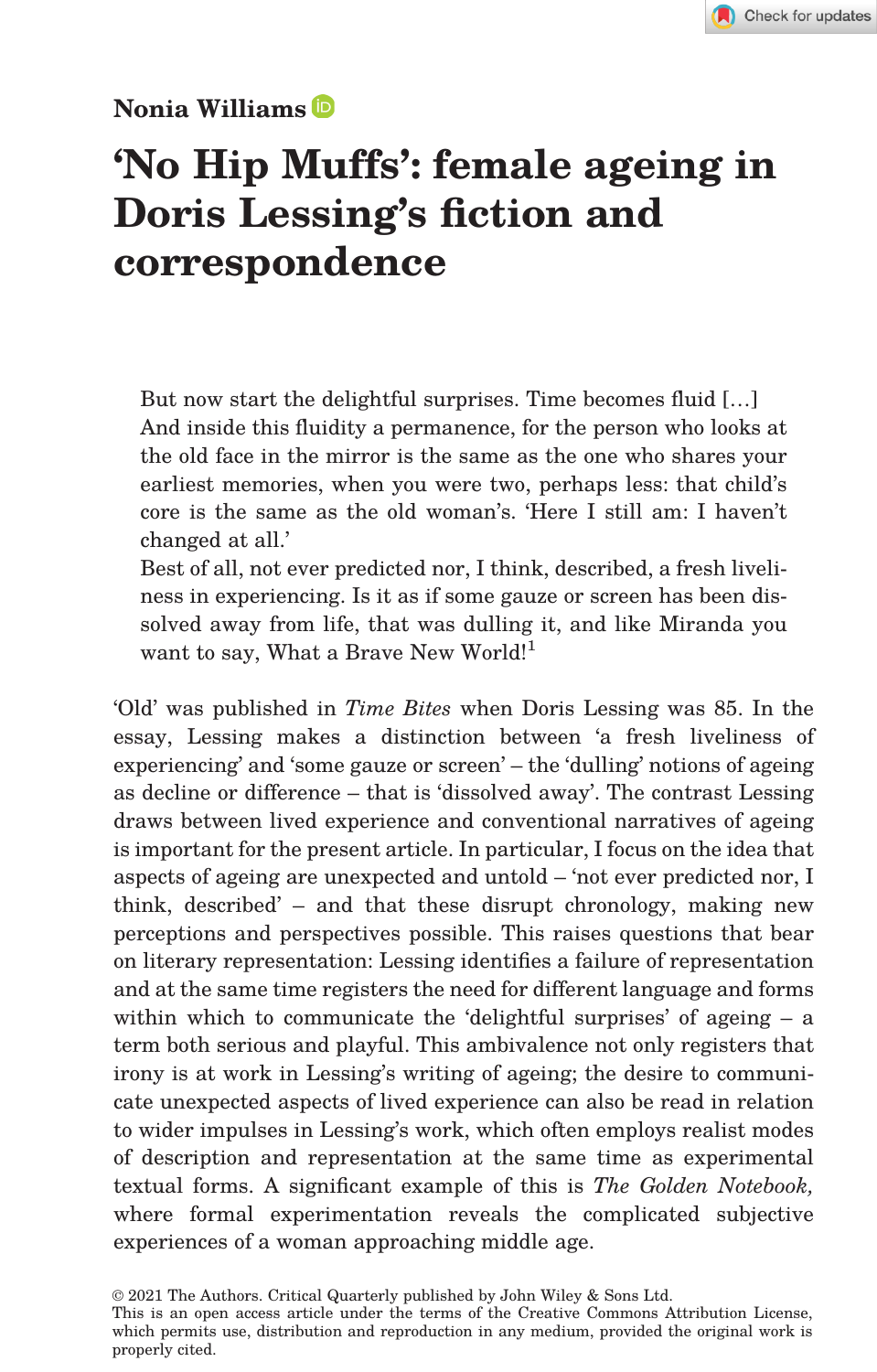**Nonia Williams**

# 'No Hip Muffs': female ageing in Doris Lessing's fiction and correspondence

> But now start the delightful surprises. Time becomes fluid […] And inside this fluidity a permanence, for the person who looks at the old face in the mirror is the same as the one who shares your earliest memories, when you were two, perhaps less: that child's core is the same as the old woman's. 'Here I still am: I haven't changed at all.'
>
> Best of all, not ever predicted nor, I think, described, a fresh liveliness in experiencing. Is it as if some gauze or screen has been dissolved away from life, that was dulling it, and like Miranda you want to say, What a Brave New World![1]

'Old' was published in *Time Bites* when Doris Lessing was 85. In the essay, Lessing makes a distinction between 'a fresh liveliness of experiencing' and 'some gauze or screen' – the 'dulling' notions of ageing as decline or difference – that is 'dissolved away'. The contrast Lessing draws between lived experience and conventional narratives of ageing is important for the present article. In particular, I focus on the idea that aspects of ageing are unexpected and untold – 'not ever predicted nor, I think, described' – and that these disrupt chronology, making new perceptions and perspectives possible. This raises questions that bear on literary representation: Lessing identifies a failure of representation and at the same time registers the need for different language and forms within which to communicate the 'delightful surprises' of ageing – a term both serious and playful. This ambivalence not only registers that irony is at work in Lessing's writing of ageing; the desire to communicate unexpected aspects of lived experience can also be read in relation to wider impulses in Lessing's work, which often employs realist modes of description and representation at the same time as experimental textual forms. A significant example of this is *The Golden Notebook,* where formal experimentation reveals the complicated subjective experiences of a woman approaching middle age.

© 2021 The Authors. Critical Quarterly published by John Wiley & Sons Ltd.
This is an open access article under the terms of the Creative Commons Attribution License, which permits use, distribution and reproduction in any medium, provided the original work is properly cited.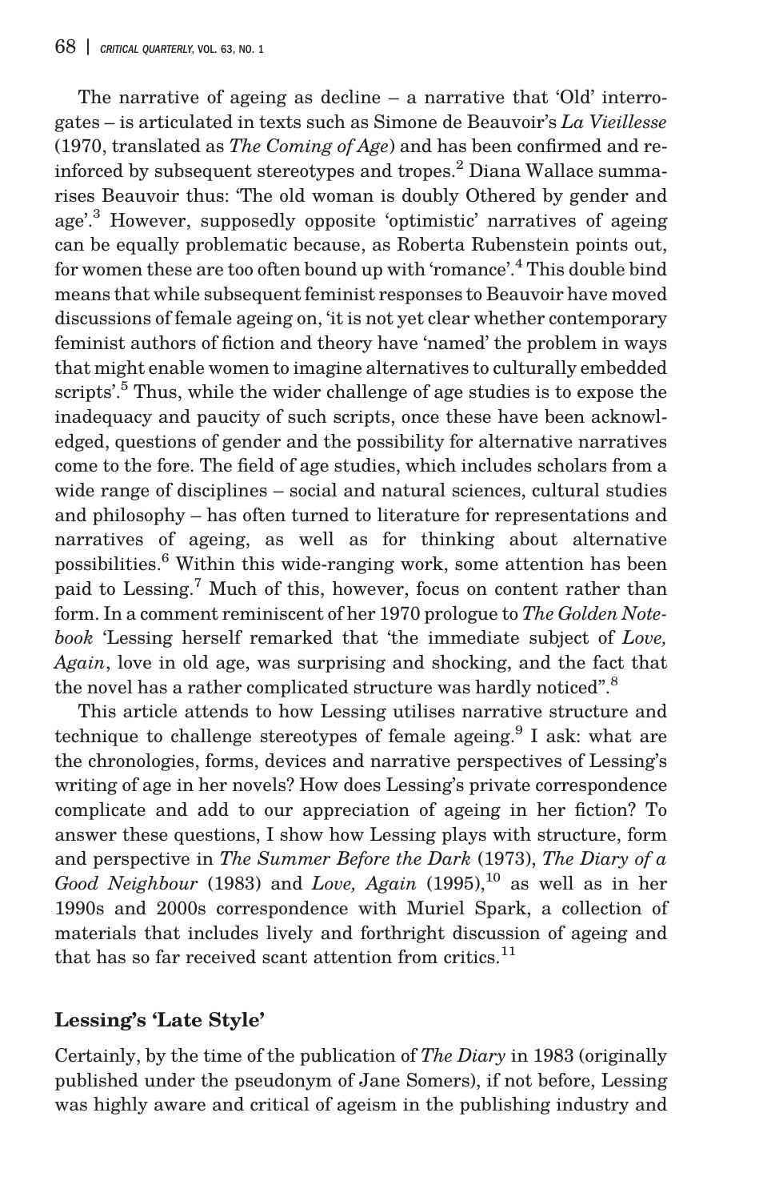The narrative of ageing as decline – a narrative that 'Old' interrogates – is articulated in texts such as Simone de Beauvoir's *La Vieillesse* (1970, translated as *The Coming of Age*) and has been confirmed and reinforced by subsequent stereotypes and tropes.[2] Diana Wallace summarises Beauvoir thus: 'The old woman is doubly Othered by gender and age'.[3] However, supposedly opposite 'optimistic' narratives of ageing can be equally problematic because, as Roberta Rubenstein points out, for women these are too often bound up with 'romance'.[4] This double bind means that while subsequent feminist responses to Beauvoir have moved discussions of female ageing on, 'it is not yet clear whether contemporary feminist authors of fiction and theory have 'named' the problem in ways that might enable women to imagine alternatives to culturally embedded scripts'.[5] Thus, while the wider challenge of age studies is to expose the inadequacy and paucity of such scripts, once these have been acknowledged, questions of gender and the possibility for alternative narratives come to the fore. The field of age studies, which includes scholars from a wide range of disciplines – social and natural sciences, cultural studies and philosophy – has often turned to literature for representations and narratives of ageing, as well as for thinking about alternative possibilities.[6] Within this wide-ranging work, some attention has been paid to Lessing.[7] Much of this, however, focus on content rather than form. In a comment reminiscent of her 1970 prologue to *The Golden Notebook* 'Lessing herself remarked that 'the immediate subject of *Love, Again*, love in old age, was surprising and shocking, and the fact that the novel has a rather complicated structure was hardly noticed".[8]

This article attends to how Lessing utilises narrative structure and technique to challenge stereotypes of female ageing.[9] I ask: what are the chronologies, forms, devices and narrative perspectives of Lessing's writing of age in her novels? How does Lessing's private correspondence complicate and add to our appreciation of ageing in her fiction? To answer these questions, I show how Lessing plays with structure, form and perspective in *The Summer Before the Dark* (1973), *The Diary of a Good Neighbour* (1983) and *Love, Again* (1995),[10] as well as in her 1990s and 2000s correspondence with Muriel Spark, a collection of materials that includes lively and forthright discussion of ageing and that has so far received scant attention from critics.[11]

## Lessing's 'Late Style'

Certainly, by the time of the publication of *The Diary* in 1983 (originally published under the pseudonym of Jane Somers), if not before, Lessing was highly aware and critical of ageism in the publishing industry and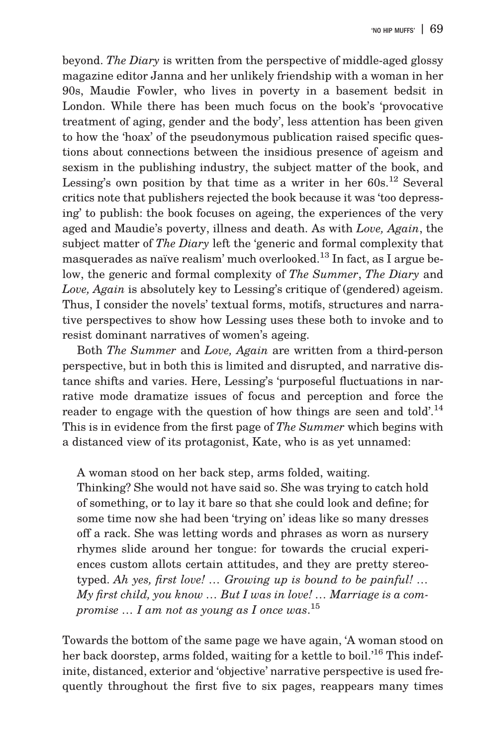beyond. *The Diary* is written from the perspective of middle-aged glossy magazine editor Janna and her unlikely friendship with a woman in her 90s, Maudie Fowler, who lives in poverty in a basement bedsit in London. While there has been much focus on the book's 'provocative treatment of aging, gender and the body', less attention has been given to how the 'hoax' of the pseudonymous publication raised specific questions about connections between the insidious presence of ageism and sexism in the publishing industry, the subject matter of the book, and Lessing's own position by that time as a writer in her 60s.[12] Several critics note that publishers rejected the book because it was 'too depressing' to publish: the book focuses on ageing, the experiences of the very aged and Maudie's poverty, illness and death. As with *Love, Again*, the subject matter of *The Diary* left the 'generic and formal complexity that masquerades as naïve realism' much overlooked.[13] In fact, as I argue below, the generic and formal complexity of *The Summer*, *The Diary* and *Love, Again* is absolutely key to Lessing's critique of (gendered) ageism. Thus, I consider the novels' textual forms, motifs, structures and narrative perspectives to show how Lessing uses these both to invoke and to resist dominant narratives of women's ageing.

Both *The Summer* and *Love, Again* are written from a third-person perspective, but in both this is limited and disrupted, and narrative distance shifts and varies. Here, Lessing's 'purposeful fluctuations in narrative mode dramatize issues of focus and perception and force the reader to engage with the question of how things are seen and told'.[14] This is in evidence from the first page of *The Summer* which begins with a distanced view of its protagonist, Kate, who is as yet unnamed:

> A woman stood on her back step, arms folded, waiting.
> Thinking? She would not have said so. She was trying to catch hold of something, or to lay it bare so that she could look and define; for some time now she had been 'trying on' ideas like so many dresses off a rack. She was letting words and phrases as worn as nursery rhymes slide around her tongue: for towards the crucial experiences custom allots certain attitudes, and they are pretty stereotyped. *Ah yes, first love! … Growing up is bound to be painful! … My first child, you know … But I was in love! … Marriage is a compromise … I am not as young as I once was*.[15]

Towards the bottom of the same page we have again, 'A woman stood on her back doorstep, arms folded, waiting for a kettle to boil.'[16] This indefinite, distanced, exterior and 'objective' narrative perspective is used frequently throughout the first five to six pages, reappears many times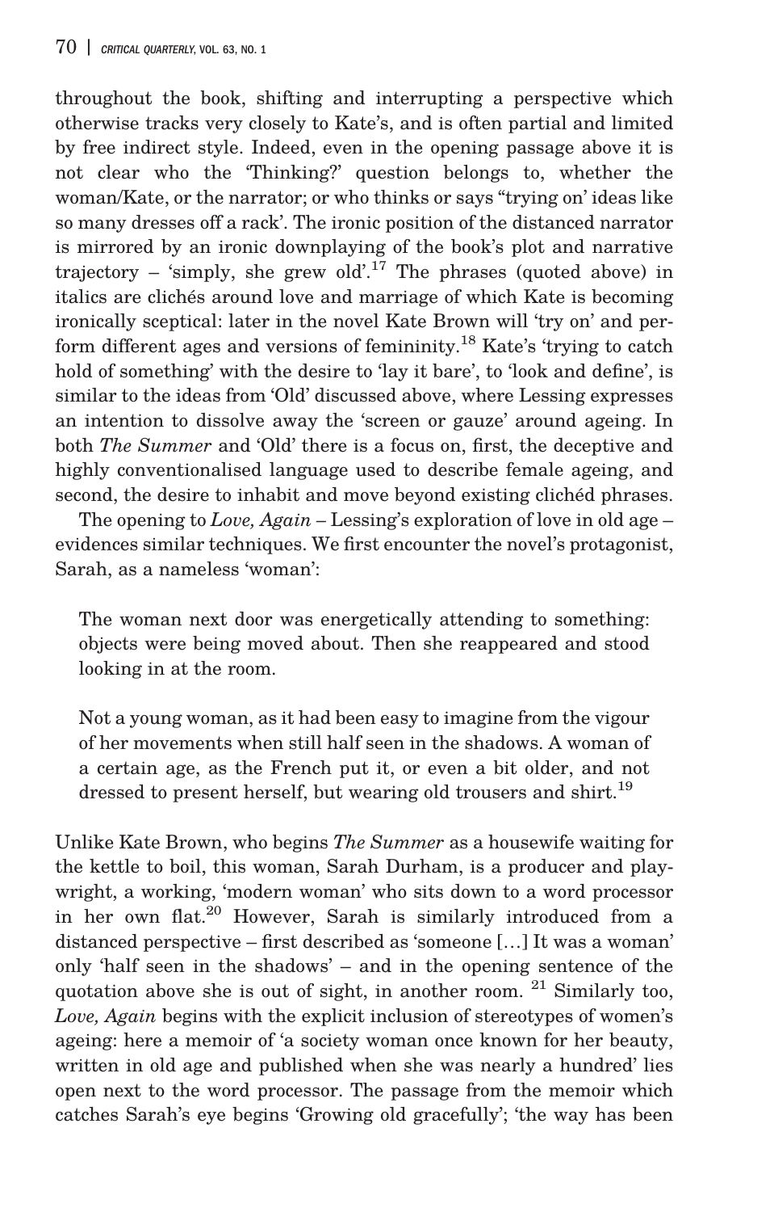throughout the book, shifting and interrupting a perspective which otherwise tracks very closely to Kate's, and is often partial and limited by free indirect style. Indeed, even in the opening passage above it is not clear who the 'Thinking?' question belongs to, whether the woman/Kate, or the narrator; or who thinks or says "trying on' ideas like so many dresses off a rack'. The ironic position of the distanced narrator is mirrored by an ironic downplaying of the book's plot and narrative trajectory – 'simply, she grew old'.[17] The phrases (quoted above) in italics are clichés around love and marriage of which Kate is becoming ironically sceptical: later in the novel Kate Brown will 'try on' and perform different ages and versions of femininity.[18] Kate's 'trying to catch hold of something' with the desire to 'lay it bare', to 'look and define', is similar to the ideas from 'Old' discussed above, where Lessing expresses an intention to dissolve away the 'screen or gauze' around ageing. In both *The Summer* and 'Old' there is a focus on, first, the deceptive and highly conventionalised language used to describe female ageing, and second, the desire to inhabit and move beyond existing clichéd phrases.

The opening to *Love, Again* – Lessing's exploration of love in old age – evidences similar techniques. We first encounter the novel's protagonist, Sarah, as a nameless 'woman':

> The woman next door was energetically attending to something: objects were being moved about. Then she reappeared and stood looking in at the room.
>
> Not a young woman, as it had been easy to imagine from the vigour of her movements when still half seen in the shadows. A woman of a certain age, as the French put it, or even a bit older, and not dressed to present herself, but wearing old trousers and shirt.[19]

Unlike Kate Brown, who begins *The Summer* as a housewife waiting for the kettle to boil, this woman, Sarah Durham, is a producer and playwright, a working, 'modern woman' who sits down to a word processor in her own flat.[20] However, Sarah is similarly introduced from a distanced perspective – first described as 'someone […] It was a woman' only 'half seen in the shadows' – and in the opening sentence of the quotation above she is out of sight, in another room. [21] Similarly too, *Love, Again* begins with the explicit inclusion of stereotypes of women's ageing: here a memoir of 'a society woman once known for her beauty, written in old age and published when she was nearly a hundred' lies open next to the word processor. The passage from the memoir which catches Sarah's eye begins 'Growing old gracefully'; 'the way has been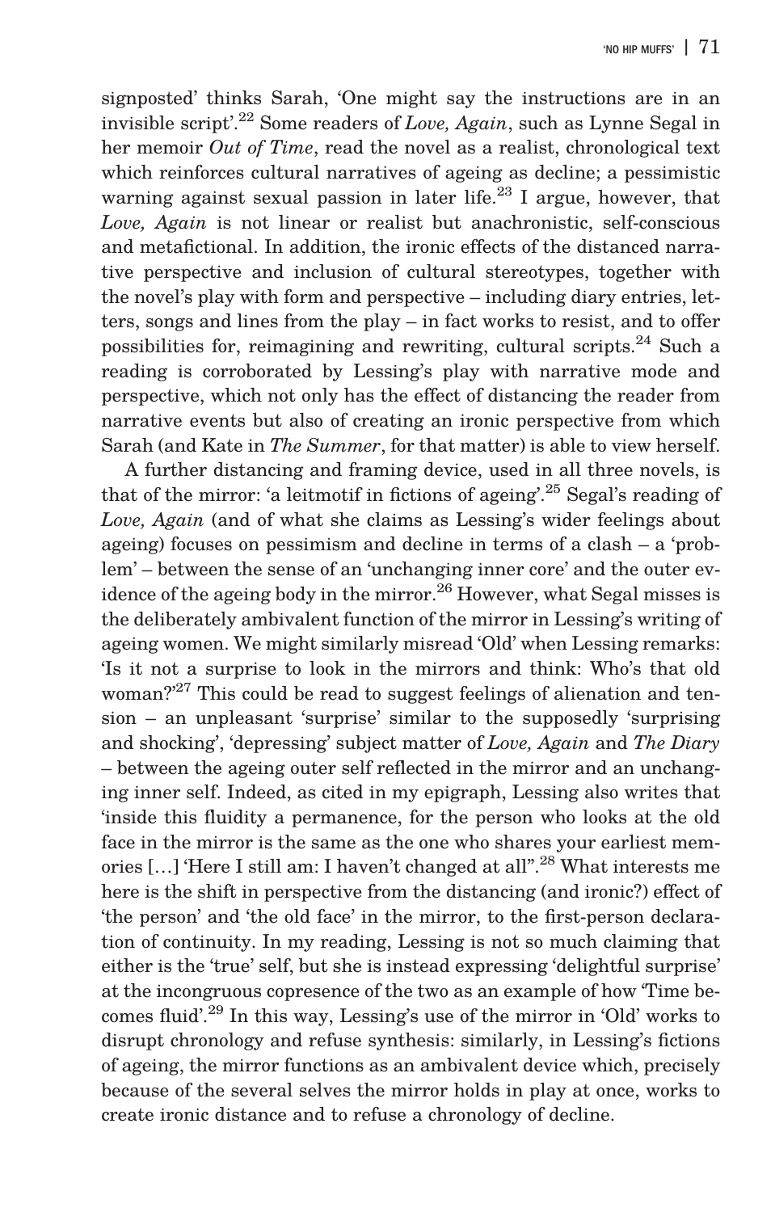signposted' thinks Sarah, 'One might say the instructions are in an invisible script'.[22] Some readers of *Love, Again*, such as Lynne Segal in her memoir *Out of Time*, read the novel as a realist, chronological text which reinforces cultural narratives of ageing as decline; a pessimistic warning against sexual passion in later life.[23] I argue, however, that *Love, Again* is not linear or realist but anachronistic, self-conscious and metafictional. In addition, the ironic effects of the distanced narrative perspective and inclusion of cultural stereotypes, together with the novel's play with form and perspective – including diary entries, letters, songs and lines from the play – in fact works to resist, and to offer possibilities for, reimagining and rewriting, cultural scripts.[24] Such a reading is corroborated by Lessing's play with narrative mode and perspective, which not only has the effect of distancing the reader from narrative events but also of creating an ironic perspective from which Sarah (and Kate in *The Summer*, for that matter) is able to view herself.

A further distancing and framing device, used in all three novels, is that of the mirror: 'a leitmotif in fictions of ageing'.[25] Segal's reading of *Love, Again* (and of what she claims as Lessing's wider feelings about ageing) focuses on pessimism and decline in terms of a clash – a 'problem' – between the sense of an 'unchanging inner core' and the outer evidence of the ageing body in the mirror.[26] However, what Segal misses is the deliberately ambivalent function of the mirror in Lessing's writing of ageing women. We might similarly misread 'Old' when Lessing remarks: 'Is it not a surprise to look in the mirrors and think: Who's that old woman?'[27] This could be read to suggest feelings of alienation and tension – an unpleasant 'surprise' similar to the supposedly 'surprising and shocking', 'depressing' subject matter of *Love, Again* and *The Diary* – between the ageing outer self reflected in the mirror and an unchanging inner self. Indeed, as cited in my epigraph, Lessing also writes that 'inside this fluidity a permanence, for the person who looks at the old face in the mirror is the same as the one who shares your earliest memories [...] 'Here I still am: I haven't changed at all''.[28] What interests me here is the shift in perspective from the distancing (and ironic?) effect of 'the person' and 'the old face' in the mirror, to the first-person declaration of continuity. In my reading, Lessing is not so much claiming that either is the 'true' self, but she is instead expressing 'delightful surprise' at the incongruous copresence of the two as an example of how 'Time becomes fluid'.[29] In this way, Lessing's use of the mirror in 'Old' works to disrupt chronology and refuse synthesis: similarly, in Lessing's fictions of ageing, the mirror functions as an ambivalent device which, precisely because of the several selves the mirror holds in play at once, works to create ironic distance and to refuse a chronology of decline.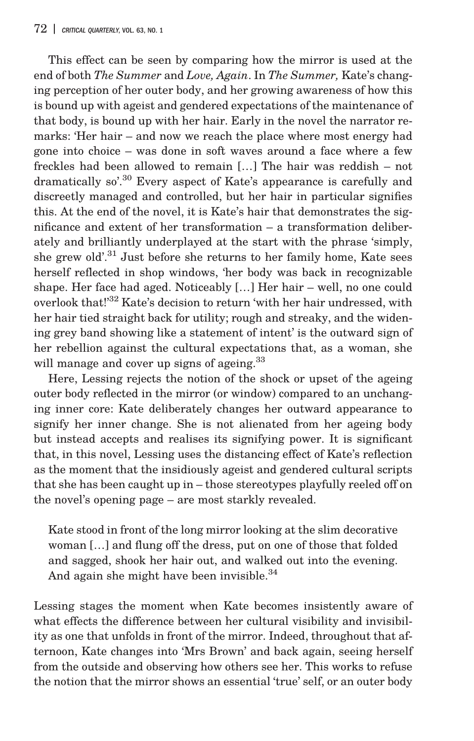This effect can be seen by comparing how the mirror is used at the end of both *The Summer* and *Love, Again*. In *The Summer,* Kate's changing perception of her outer body, and her growing awareness of how this is bound up with ageist and gendered expectations of the maintenance of that body, is bound up with her hair. Early in the novel the narrator remarks: 'Her hair – and now we reach the place where most energy had gone into choice – was done in soft waves around a face where a few freckles had been allowed to remain […] The hair was reddish – not dramatically so'.[30] Every aspect of Kate's appearance is carefully and discreetly managed and controlled, but her hair in particular signifies this. At the end of the novel, it is Kate's hair that demonstrates the significance and extent of her transformation – a transformation deliberately and brilliantly underplayed at the start with the phrase 'simply, she grew old'.[31] Just before she returns to her family home, Kate sees herself reflected in shop windows, 'her body was back in recognizable shape. Her face had aged. Noticeably […] Her hair – well, no one could overlook that!'[32] Kate's decision to return 'with her hair undressed, with her hair tied straight back for utility; rough and streaky, and the widening grey band showing like a statement of intent' is the outward sign of her rebellion against the cultural expectations that, as a woman, she will manage and cover up signs of ageing.[33]

Here, Lessing rejects the notion of the shock or upset of the ageing outer body reflected in the mirror (or window) compared to an unchanging inner core: Kate deliberately changes her outward appearance to signify her inner change. She is not alienated from her ageing body but instead accepts and realises its signifying power. It is significant that, in this novel, Lessing uses the distancing effect of Kate's reflection as the moment that the insidiously ageist and gendered cultural scripts that she has been caught up in – those stereotypes playfully reeled off on the novel's opening page – are most starkly revealed.

> Kate stood in front of the long mirror looking at the slim decorative woman […] and flung off the dress, put on one of those that folded and sagged, shook her hair out, and walked out into the evening. And again she might have been invisible.[34]

Lessing stages the moment when Kate becomes insistently aware of what effects the difference between her cultural visibility and invisibility as one that unfolds in front of the mirror. Indeed, throughout that afternoon, Kate changes into 'Mrs Brown' and back again, seeing herself from the outside and observing how others see her. This works to refuse the notion that the mirror shows an essential 'true' self, or an outer body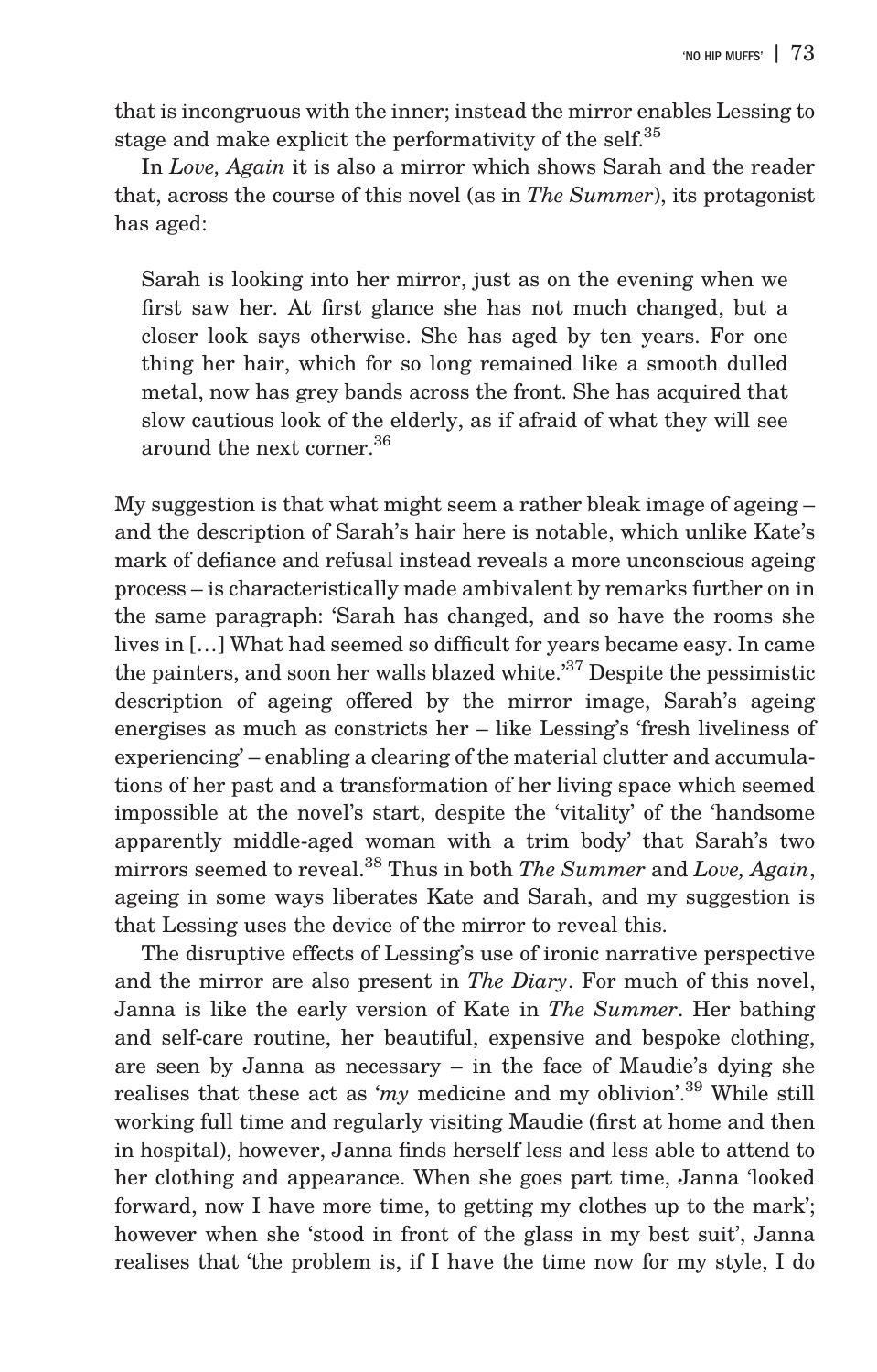that is incongruous with the inner; instead the mirror enables Lessing to stage and make explicit the performativity of the self.[35]

In *Love, Again* it is also a mirror which shows Sarah and the reader that, across the course of this novel (as in *The Summer*), its protagonist has aged:

> Sarah is looking into her mirror, just as on the evening when we first saw her. At first glance she has not much changed, but a closer look says otherwise. She has aged by ten years. For one thing her hair, which for so long remained like a smooth dulled metal, now has grey bands across the front. She has acquired that slow cautious look of the elderly, as if afraid of what they will see around the next corner.[36]

My suggestion is that what might seem a rather bleak image of ageing – and the description of Sarah's hair here is notable, which unlike Kate's mark of defiance and refusal instead reveals a more unconscious ageing process – is characteristically made ambivalent by remarks further on in the same paragraph: 'Sarah has changed, and so have the rooms she lives in […] What had seemed so difficult for years became easy. In came the painters, and soon her walls blazed white.'[37] Despite the pessimistic description of ageing offered by the mirror image, Sarah's ageing energises as much as constricts her – like Lessing's 'fresh liveliness of experiencing' – enabling a clearing of the material clutter and accumulations of her past and a transformation of her living space which seemed impossible at the novel's start, despite the 'vitality' of the 'handsome apparently middle-aged woman with a trim body' that Sarah's two mirrors seemed to reveal.[38] Thus in both *The Summer* and *Love, Again*, ageing in some ways liberates Kate and Sarah, and my suggestion is that Lessing uses the device of the mirror to reveal this.

The disruptive effects of Lessing's use of ironic narrative perspective and the mirror are also present in *The Diary*. For much of this novel, Janna is like the early version of Kate in *The Summer*. Her bathing and self-care routine, her beautiful, expensive and bespoke clothing, are seen by Janna as necessary – in the face of Maudie's dying she realises that these act as '*my* medicine and my oblivion'.[39] While still working full time and regularly visiting Maudie (first at home and then in hospital), however, Janna finds herself less and less able to attend to her clothing and appearance. When she goes part time, Janna 'looked forward, now I have more time, to getting my clothes up to the mark'; however when she 'stood in front of the glass in my best suit', Janna realises that 'the problem is, if I have the time now for my style, I do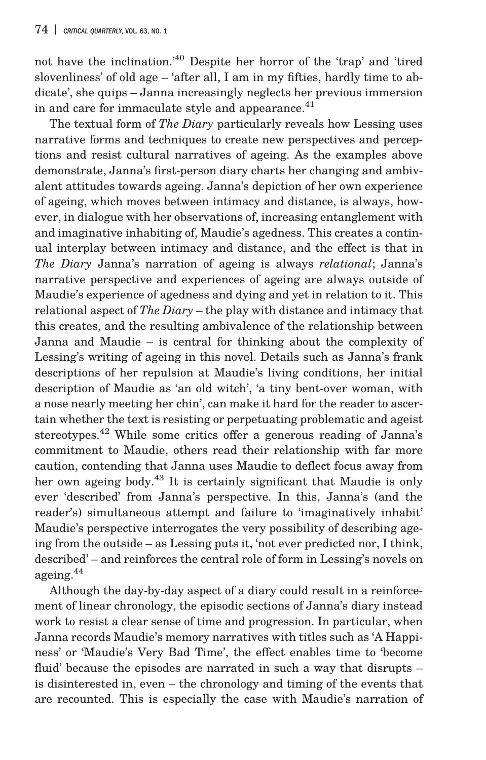not have the inclination.'[40] Despite her horror of the 'trap' and 'tired slovenliness' of old age – 'after all, I am in my fifties, hardly time to abdicate', she quips – Janna increasingly neglects her previous immersion in and care for immaculate style and appearance.[41]

The textual form of *The Diary* particularly reveals how Lessing uses narrative forms and techniques to create new perspectives and perceptions and resist cultural narratives of ageing. As the examples above demonstrate, Janna's first-person diary charts her changing and ambivalent attitudes towards ageing. Janna's depiction of her own experience of ageing, which moves between intimacy and distance, is always, however, in dialogue with her observations of, increasing entanglement with and imaginative inhabiting of, Maudie's agedness. This creates a continual interplay between intimacy and distance, and the effect is that in *The Diary* Janna's narration of ageing is always *relational*; Janna's narrative perspective and experiences of ageing are always outside of Maudie's experience of agedness and dying and yet in relation to it. This relational aspect of *The Diary* – the play with distance and intimacy that this creates, and the resulting ambivalence of the relationship between Janna and Maudie – is central for thinking about the complexity of Lessing's writing of ageing in this novel. Details such as Janna's frank descriptions of her repulsion at Maudie's living conditions, her initial description of Maudie as 'an old witch', 'a tiny bent-over woman, with a nose nearly meeting her chin', can make it hard for the reader to ascertain whether the text is resisting or perpetuating problematic and ageist stereotypes.[42] While some critics offer a generous reading of Janna's commitment to Maudie, others read their relationship with far more caution, contending that Janna uses Maudie to deflect focus away from her own ageing body.[43] It is certainly significant that Maudie is only ever 'described' from Janna's perspective. In this, Janna's (and the reader's) simultaneous attempt and failure to 'imaginatively inhabit' Maudie's perspective interrogates the very possibility of describing ageing from the outside – as Lessing puts it, 'not ever predicted nor, I think, described' – and reinforces the central role of form in Lessing's novels on ageing.[44]

Although the day-by-day aspect of a diary could result in a reinforcement of linear chronology, the episodic sections of Janna's diary instead work to resist a clear sense of time and progression. In particular, when Janna records Maudie's memory narratives with titles such as 'A Happiness' or 'Maudie's Very Bad Time', the effect enables time to 'become fluid' because the episodes are narrated in such a way that disrupts – is disinterested in, even – the chronology and timing of the events that are recounted. This is especially the case with Maudie's narration of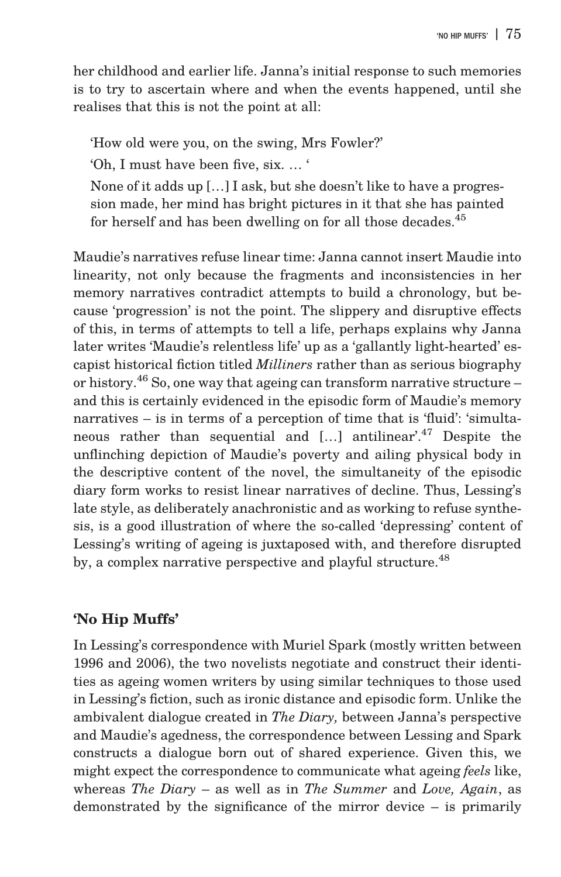her childhood and earlier life. Janna's initial response to such memories is to try to ascertain where and when the events happened, until she realises that this is not the point at all:

> 'How old were you, on the swing, Mrs Fowler?'
>
> 'Oh, I must have been five, six. … '
>
> None of it adds up […] I ask, but she doesn't like to have a progression made, her mind has bright pictures in it that she has painted for herself and has been dwelling on for all those decades.[45]

Maudie's narratives refuse linear time: Janna cannot insert Maudie into linearity, not only because the fragments and inconsistencies in her memory narratives contradict attempts to build a chronology, but because 'progression' is not the point. The slippery and disruptive effects of this, in terms of attempts to tell a life, perhaps explains why Janna later writes 'Maudie's relentless life' up as a 'gallantly light-hearted' escapist historical fiction titled *Milliners* rather than as serious biography or history.[46] So, one way that ageing can transform narrative structure – and this is certainly evidenced in the episodic form of Maudie's memory narratives – is in terms of a perception of time that is 'fluid': 'simultaneous rather than sequential and […] antilinear'.[47] Despite the unflinching depiction of Maudie's poverty and ailing physical body in the descriptive content of the novel, the simultaneity of the episodic diary form works to resist linear narratives of decline. Thus, Lessing's late style, as deliberately anachronistic and as working to refuse synthesis, is a good illustration of where the so-called 'depressing' content of Lessing's writing of ageing is juxtaposed with, and therefore disrupted by, a complex narrative perspective and playful structure.[48]

## 'No Hip Muffs'

In Lessing's correspondence with Muriel Spark (mostly written between 1996 and 2006), the two novelists negotiate and construct their identities as ageing women writers by using similar techniques to those used in Lessing's fiction, such as ironic distance and episodic form. Unlike the ambivalent dialogue created in *The Diary,* between Janna's perspective and Maudie's agedness, the correspondence between Lessing and Spark constructs a dialogue born out of shared experience. Given this, we might expect the correspondence to communicate what ageing *feels* like, whereas *The Diary* – as well as in *The Summer* and *Love, Again*, as demonstrated by the significance of the mirror device – is primarily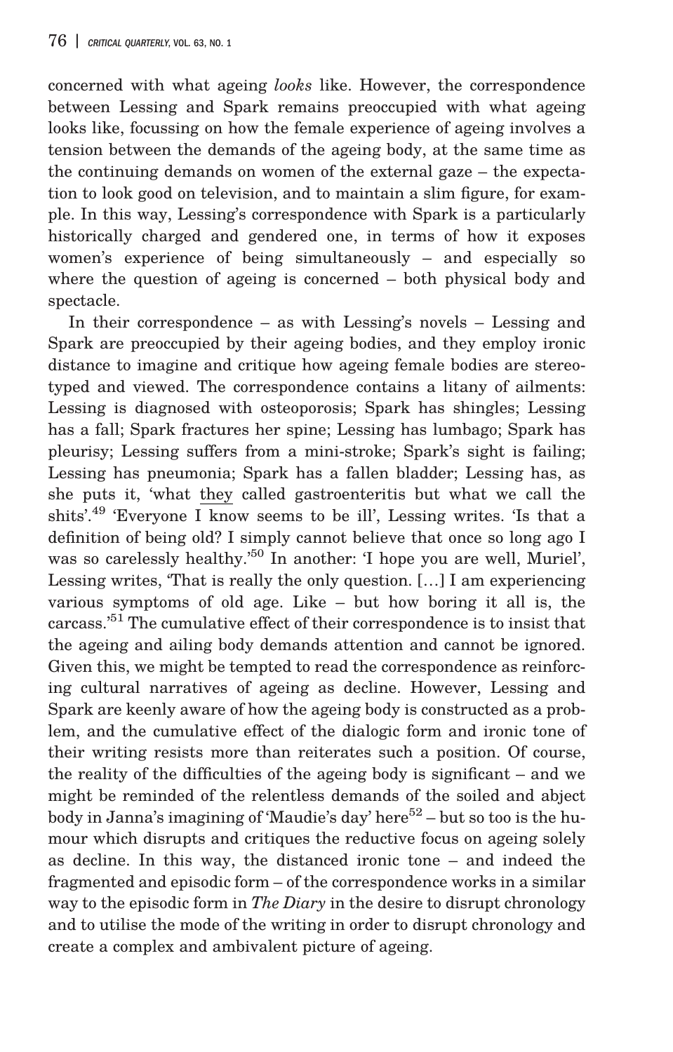concerned with what ageing *looks* like. However, the correspondence between Lessing and Spark remains preoccupied with what ageing looks like, focussing on how the female experience of ageing involves a tension between the demands of the ageing body, at the same time as the continuing demands on women of the external gaze – the expectation to look good on television, and to maintain a slim figure, for example. In this way, Lessing's correspondence with Spark is a particularly historically charged and gendered one, in terms of how it exposes women's experience of being simultaneously – and especially so where the question of ageing is concerned – both physical body and spectacle.

In their correspondence – as with Lessing's novels – Lessing and Spark are preoccupied by their ageing bodies, and they employ ironic distance to imagine and critique how ageing female bodies are stereotyped and viewed. The correspondence contains a litany of ailments: Lessing is diagnosed with osteoporosis; Spark has shingles; Lessing has a fall; Spark fractures her spine; Lessing has lumbago; Spark has pleurisy; Lessing suffers from a mini-stroke; Spark's sight is failing; Lessing has pneumonia; Spark has a fallen bladder; Lessing has, as she puts it, 'what <u>they</u> called gastroenteritis but what we call the shits'.[49] 'Everyone I know seems to be ill', Lessing writes. 'Is that a definition of being old? I simply cannot believe that once so long ago I was so carelessly healthy.'[50] In another: 'I hope you are well, Muriel', Lessing writes, 'That is really the only question. [...] I am experiencing various symptoms of old age. Like – but how boring it all is, the carcass.'[51] The cumulative effect of their correspondence is to insist that the ageing and ailing body demands attention and cannot be ignored. Given this, we might be tempted to read the correspondence as reinforcing cultural narratives of ageing as decline. However, Lessing and Spark are keenly aware of how the ageing body is constructed as a problem, and the cumulative effect of the dialogic form and ironic tone of their writing resists more than reiterates such a position. Of course, the reality of the difficulties of the ageing body is significant – and we might be reminded of the relentless demands of the soiled and abject body in Janna's imagining of 'Maudie's day' here[52] – but so too is the humour which disrupts and critiques the reductive focus on ageing solely as decline. In this way, the distanced ironic tone – and indeed the fragmented and episodic form – of the correspondence works in a similar way to the episodic form in *The Diary* in the desire to disrupt chronology and to utilise the mode of the writing in order to disrupt chronology and create a complex and ambivalent picture of ageing.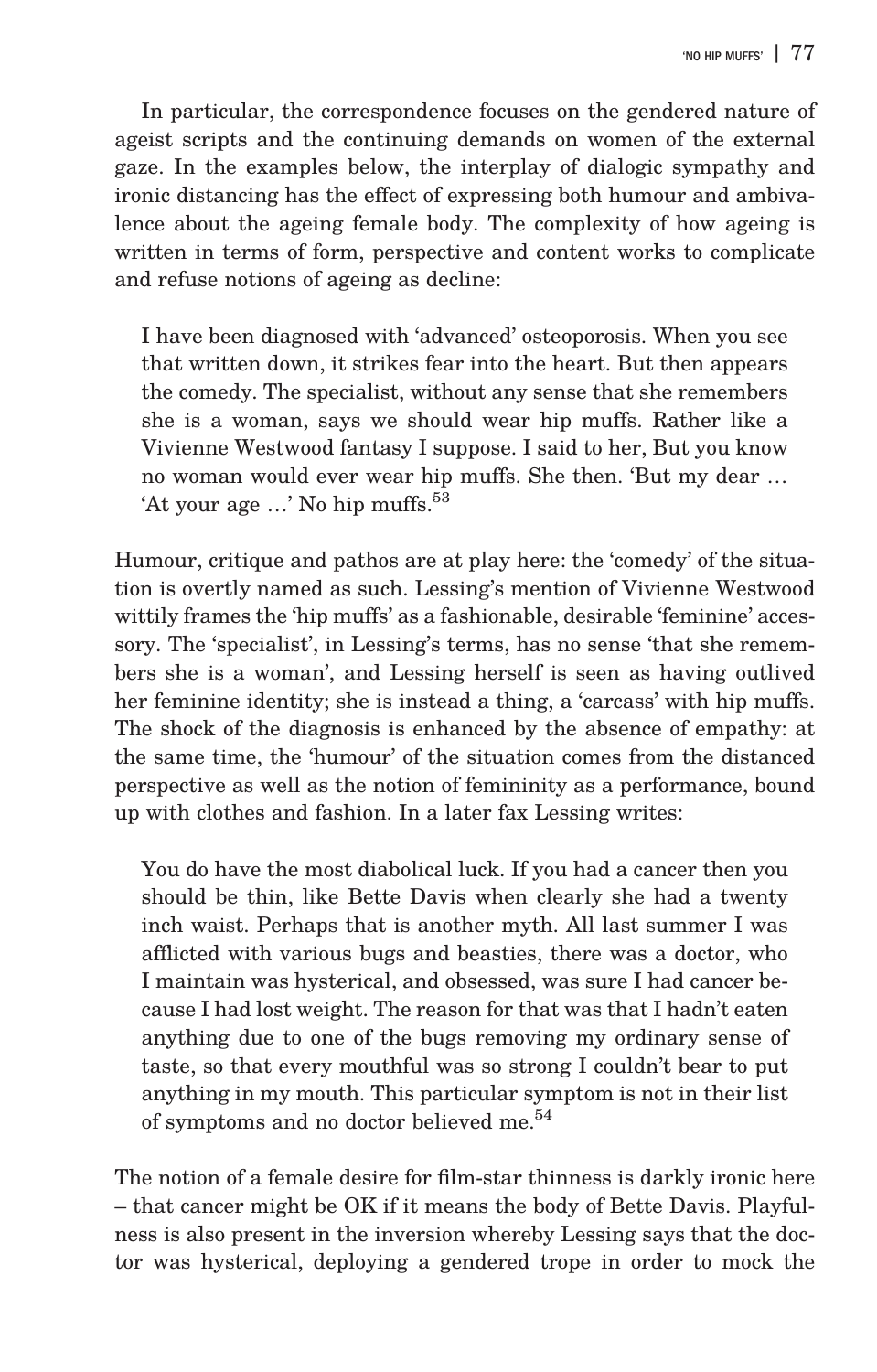In particular, the correspondence focuses on the gendered nature of ageist scripts and the continuing demands on women of the external gaze. In the examples below, the interplay of dialogic sympathy and ironic distancing has the effect of expressing both humour and ambivalence about the ageing female body. The complexity of how ageing is written in terms of form, perspective and content works to complicate and refuse notions of ageing as decline:

> I have been diagnosed with 'advanced' osteoporosis. When you see that written down, it strikes fear into the heart. But then appears the comedy. The specialist, without any sense that she remembers she is a woman, says we should wear hip muffs. Rather like a Vivienne Westwood fantasy I suppose. I said to her, But you know no woman would ever wear hip muffs. She then. 'But my dear … 'At your age …' No hip muffs.[53]

Humour, critique and pathos are at play here: the 'comedy' of the situation is overtly named as such. Lessing's mention of Vivienne Westwood wittily frames the 'hip muffs' as a fashionable, desirable 'feminine' accessory. The 'specialist', in Lessing's terms, has no sense 'that she remembers she is a woman', and Lessing herself is seen as having outlived her feminine identity; she is instead a thing, a 'carcass' with hip muffs. The shock of the diagnosis is enhanced by the absence of empathy: at the same time, the 'humour' of the situation comes from the distanced perspective as well as the notion of femininity as a performance, bound up with clothes and fashion. In a later fax Lessing writes:

> You do have the most diabolical luck. If you had a cancer then you should be thin, like Bette Davis when clearly she had a twenty inch waist. Perhaps that is another myth. All last summer I was afflicted with various bugs and beasties, there was a doctor, who I maintain was hysterical, and obsessed, was sure I had cancer because I had lost weight. The reason for that was that I hadn't eaten anything due to one of the bugs removing my ordinary sense of taste, so that every mouthful was so strong I couldn't bear to put anything in my mouth. This particular symptom is not in their list of symptoms and no doctor believed me.[54]

The notion of a female desire for film-star thinness is darkly ironic here – that cancer might be OK if it means the body of Bette Davis. Playfulness is also present in the inversion whereby Lessing says that the doctor was hysterical, deploying a gendered trope in order to mock the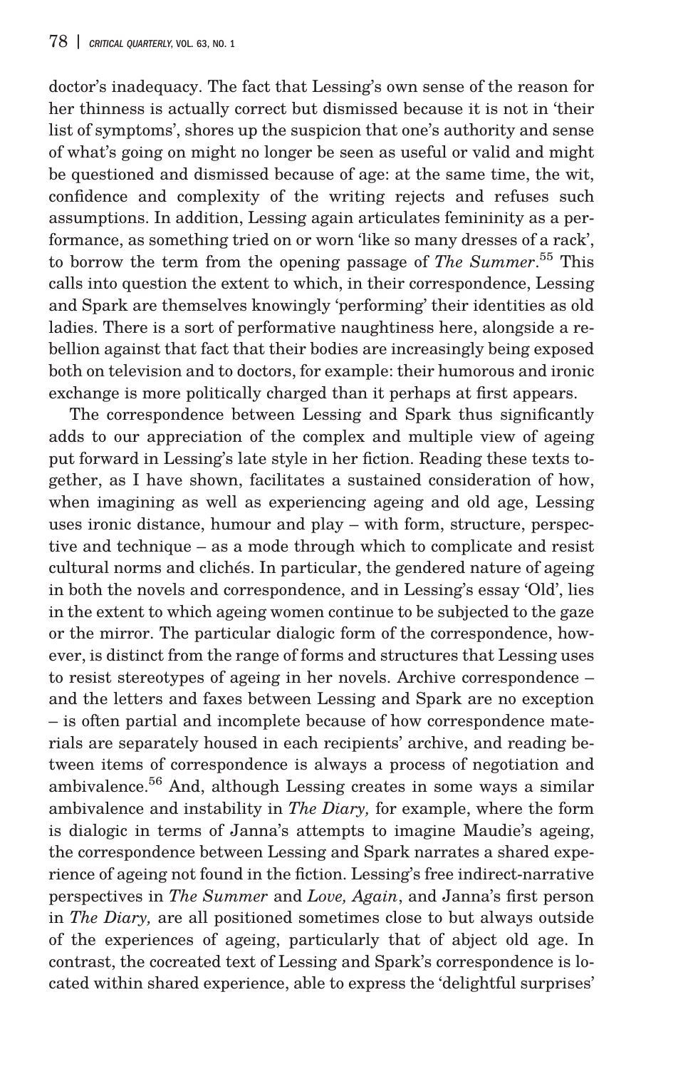doctor's inadequacy. The fact that Lessing's own sense of the reason for her thinness is actually correct but dismissed because it is not in 'their list of symptoms', shores up the suspicion that one's authority and sense of what's going on might no longer be seen as useful or valid and might be questioned and dismissed because of age: at the same time, the wit, confidence and complexity of the writing rejects and refuses such assumptions. In addition, Lessing again articulates femininity as a performance, as something tried on or worn 'like so many dresses of a rack', to borrow the term from the opening passage of *The Summer*.[55] This calls into question the extent to which, in their correspondence, Lessing and Spark are themselves knowingly 'performing' their identities as old ladies. There is a sort of performative naughtiness here, alongside a rebellion against that fact that their bodies are increasingly being exposed both on television and to doctors, for example: their humorous and ironic exchange is more politically charged than it perhaps at first appears.

The correspondence between Lessing and Spark thus significantly adds to our appreciation of the complex and multiple view of ageing put forward in Lessing's late style in her fiction. Reading these texts together, as I have shown, facilitates a sustained consideration of how, when imagining as well as experiencing ageing and old age, Lessing uses ironic distance, humour and play – with form, structure, perspective and technique – as a mode through which to complicate and resist cultural norms and clichés. In particular, the gendered nature of ageing in both the novels and correspondence, and in Lessing's essay 'Old', lies in the extent to which ageing women continue to be subjected to the gaze or the mirror. The particular dialogic form of the correspondence, however, is distinct from the range of forms and structures that Lessing uses to resist stereotypes of ageing in her novels. Archive correspondence – and the letters and faxes between Lessing and Spark are no exception – is often partial and incomplete because of how correspondence materials are separately housed in each recipients' archive, and reading between items of correspondence is always a process of negotiation and ambivalence.[56] And, although Lessing creates in some ways a similar ambivalence and instability in *The Diary,* for example, where the form is dialogic in terms of Janna's attempts to imagine Maudie's ageing, the correspondence between Lessing and Spark narrates a shared experience of ageing not found in the fiction. Lessing's free indirect-narrative perspectives in *The Summer* and *Love, Again*, and Janna's first person in *The Diary,* are all positioned sometimes close to but always outside of the experiences of ageing, particularly that of abject old age. In contrast, the cocreated text of Lessing and Spark's correspondence is located within shared experience, able to express the 'delightful surprises'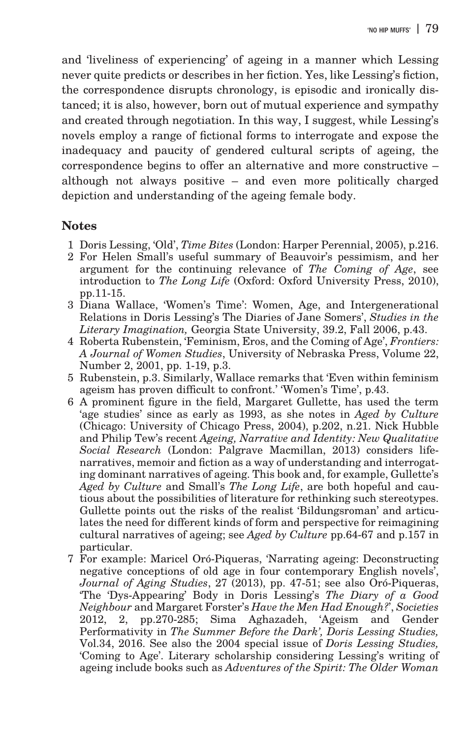and 'liveliness of experiencing' of ageing in a manner which Lessing never quite predicts or describes in her fiction. Yes, like Lessing's fiction, the correspondence disrupts chronology, is episodic and ironically distanced; it is also, however, born out of mutual experience and sympathy and created through negotiation. In this way, I suggest, while Lessing's novels employ a range of fictional forms to interrogate and expose the inadequacy and paucity of gendered cultural scripts of ageing, the correspondence begins to offer an alternative and more constructive – although not always positive – and even more politically charged depiction and understanding of the ageing female body.

## Notes

1 Doris Lessing, 'Old', *Time Bites* (London: Harper Perennial, 2005), p.216.

2 For Helen Small's useful summary of Beauvoir's pessimism, and her argument for the continuing relevance of *The Coming of Age*, see introduction to *The Long Life* (Oxford: Oxford University Press, 2010), pp.11-15.

3 Diana Wallace, 'Women's Time': Women, Age, and Intergenerational Relations in Doris Lessing's The Diaries of Jane Somers', *Studies in the Literary Imagination,* Georgia State University, 39.2, Fall 2006, p.43.

4 Roberta Rubenstein, 'Feminism, Eros, and the Coming of Age', *Frontiers: A Journal of Women Studies*, University of Nebraska Press, Volume 22, Number 2, 2001, pp. 1-19, p.3.

5 Rubenstein, p.3. Similarly, Wallace remarks that 'Even within feminism ageism has proven difficult to confront.' 'Women's Time', p.43.

6 A prominent figure in the field, Margaret Gullette, has used the term 'age studies' since as early as 1993, as she notes in *Aged by Culture* (Chicago: University of Chicago Press, 2004), p.202, n.21. Nick Hubble and Philip Tew's recent *Ageing, Narrative and Identity: New Qualitative Social Research* (London: Palgrave Macmillan, 2013) considers life-narratives, memoir and fiction as a way of understanding and interrogating dominant narratives of ageing. This book and, for example, Gullette's *Aged by Culture* and Small's *The Long Life*, are both hopeful and cautious about the possibilities of literature for rethinking such stereotypes. Gullette points out the risks of the realist 'Bildungsroman' and articulates the need for different kinds of form and perspective for reimagining cultural narratives of ageing; see *Aged by Culture* pp.64-67 and p.157 in particular.

7 For example: Maricel Oró-Piqueras, 'Narrating ageing: Deconstructing negative conceptions of old age in four contemporary English novels', *Journal of Aging Studies*, 27 (2013), pp. 47-51; see also Oró-Piqueras, 'The 'Dys-Appearing' Body in Doris Lessing's *The Diary of a Good Neighbour* and Margaret Forster's *Have the Men Had Enough?*', *Societies* 2012, 2, pp.270-285; Sima Aghazadeh, 'Ageism and Gender Performativity in *The Summer Before the Dark', Doris Lessing Studies,* Vol.34, 2016. See also the 2004 special issue of *Doris Lessing Studies,* 'Coming to Age'. Literary scholarship considering Lessing's writing of ageing include books such as *Adventures of the Spirit: The Older Woman*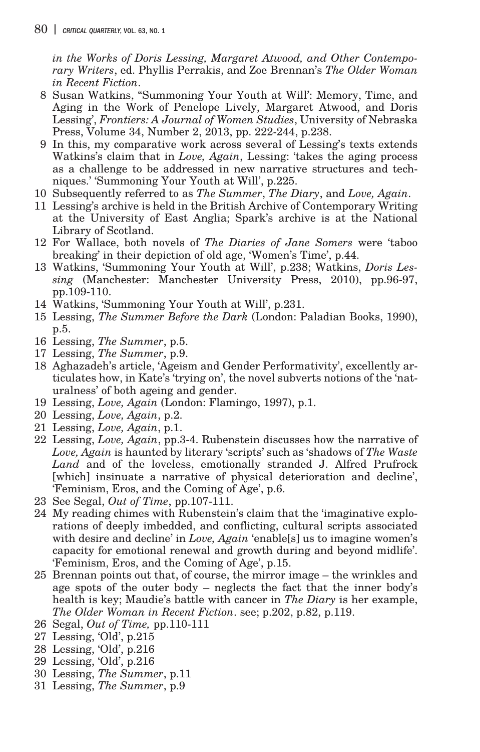*in the Works of Doris Lessing, Margaret Atwood, and Other Contemporary Writers*, ed. Phyllis Perrakis, and Zoe Brennan's *The Older Woman in Recent Fiction*.

8 Susan Watkins, "Summoning Your Youth at Will': Memory, Time, and Aging in the Work of Penelope Lively, Margaret Atwood, and Doris Lessing', *Frontiers: A Journal of Women Studies*, University of Nebraska Press, Volume 34, Number 2, 2013, pp. 222-244, p.238.

9 In this, my comparative work across several of Lessing's texts extends Watkins's claim that in *Love, Again*, Lessing: 'takes the aging process as a challenge to be addressed in new narrative structures and techniques.' 'Summoning Your Youth at Will', p.225.

10 Subsequently referred to as *The Summer*, *The Diary*, and *Love, Again*.

11 Lessing's archive is held in the British Archive of Contemporary Writing at the University of East Anglia; Spark's archive is at the National Library of Scotland.

12 For Wallace, both novels of *The Diaries of Jane Somers* were 'taboo breaking' in their depiction of old age, 'Women's Time', p.44.

13 Watkins, 'Summoning Your Youth at Will', p.238; Watkins, *Doris Lessing* (Manchester: Manchester University Press, 2010), pp.96-97, pp.109-110.

14 Watkins, 'Summoning Your Youth at Will', p.231.

15 Lessing, *The Summer Before the Dark* (London: Paladian Books, 1990), p.5.

16 Lessing, *The Summer*, p.5.

17 Lessing, *The Summer*, p.9.

18 Aghazadeh's article, 'Ageism and Gender Performativity', excellently articulates how, in Kate's 'trying on', the novel subverts notions of the 'naturalness' of both ageing and gender.

19 Lessing, *Love, Again* (London: Flamingo, 1997), p.1.

20 Lessing, *Love, Again*, p.2.

21 Lessing, *Love, Again*, p.1.

22 Lessing, *Love, Again*, pp.3-4. Rubenstein discusses how the narrative of *Love, Again* is haunted by literary 'scripts' such as 'shadows of *The Waste Land* and of the loveless, emotionally stranded J. Alfred Prufrock [which] insinuate a narrative of physical deterioration and decline', 'Feminism, Eros, and the Coming of Age', p.6.

23 See Segal, *Out of Time*, pp.107-111.

24 My reading chimes with Rubenstein's claim that the 'imaginative explorations of deeply imbedded, and conflicting, cultural scripts associated with desire and decline' in *Love, Again* 'enable[s] us to imagine women's capacity for emotional renewal and growth during and beyond midlife'. 'Feminism, Eros, and the Coming of Age', p.15.

25 Brennan points out that, of course, the mirror image – the wrinkles and age spots of the outer body – neglects the fact that the inner body's health is key; Maudie's battle with cancer in *The Diary* is her example, *The Older Woman in Recent Fiction*. see; p.202, p.82, p.119.

26 Segal, *Out of Time,* pp.110-111

27 Lessing, 'Old', p.215

28 Lessing, 'Old', p.216

29 Lessing, 'Old', p.216

30 Lessing, *The Summer*, p.11

31 Lessing, *The Summer*, p.9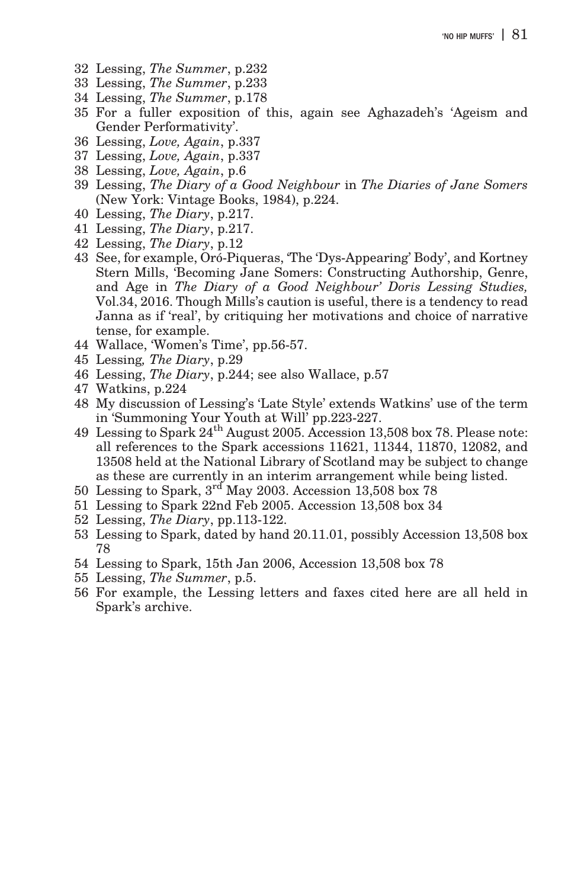32 Lessing, *The Summer*, p.232
33 Lessing, *The Summer*, p.233
34 Lessing, *The Summer*, p.178
35 For a fuller exposition of this, again see Aghazadeh's 'Ageism and Gender Performativity'.
36 Lessing, *Love, Again*, p.337
37 Lessing, *Love, Again*, p.337
38 Lessing, *Love, Again*, p.6
39 Lessing, *The Diary of a Good Neighbour* in *The Diaries of Jane Somers* (New York: Vintage Books, 1984), p.224.
40 Lessing, *The Diary*, p.217.
41 Lessing, *The Diary*, p.217.
42 Lessing, *The Diary*, p.12
43 See, for example, Oró-Piqueras, 'The 'Dys-Appearing' Body', and Kortney Stern Mills, 'Becoming Jane Somers: Constructing Authorship, Genre, and Age in *The Diary of a Good Neighbour*' *Doris Lessing Studies,* Vol.34, 2016. Though Mills's caution is useful, there is a tendency to read Janna as if 'real', by critiquing her motivations and choice of narrative tense, for example.
44 Wallace, 'Women's Time', pp.56-57.
45 Lessing*, The Diary*, p.29
46 Lessing, *The Diary*, p.244; see also Wallace, p.57
47 Watkins, p.224
48 My discussion of Lessing's 'Late Style' extends Watkins' use of the term in 'Summoning Your Youth at Will' pp.223-227.
49 Lessing to Spark 24th August 2005. Accession 13,508 box 78. Please note: all references to the Spark accessions 11621, 11344, 11870, 12082, and 13508 held at the National Library of Scotland may be subject to change as these are currently in an interim arrangement while being listed.
50 Lessing to Spark, 3rd May 2003. Accession 13,508 box 78
51 Lessing to Spark 22nd Feb 2005. Accession 13,508 box 34
52 Lessing, *The Diary*, pp.113-122.
53 Lessing to Spark, dated by hand 20.11.01, possibly Accession 13,508 box 78
54 Lessing to Spark, 15th Jan 2006, Accession 13,508 box 78
55 Lessing, *The Summer*, p.5.
56 For example, the Lessing letters and faxes cited here are all held in Spark's archive.